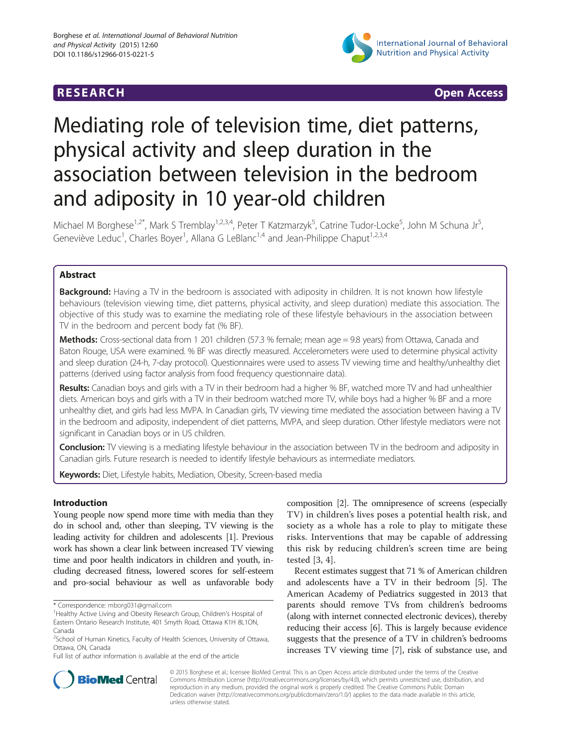**RESEARCH** **Open Access**

# Mediating role of television time, diet patterns, physical activity and sleep duration in the association between television in the bedroom and adiposity in 10 year-old children

Michael M Borghese[1,2*], Mark S Tremblay[1,2,3,4], Peter T Katzmarzyk[5], Catrine Tudor-Locke[5], John M Schuna Jr[5], Geneviève Leduc[1], Charles Boyer[1], Allana G LeBlanc[1,4] and Jean-Philippe Chaput[1,2,3,4]

## Abstract

**Background:** Having a TV in the bedroom is associated with adiposity in children. It is not known how lifestyle behaviours (television viewing time, diet patterns, physical activity, and sleep duration) mediate this association. The objective of this study was to examine the mediating role of these lifestyle behaviours in the association between TV in the bedroom and percent body fat (% BF).

**Methods:** Cross-sectional data from 1 201 children (57.3 % female; mean age = 9.8 years) from Ottawa, Canada and Baton Rouge, USA were examined. % BF was directly measured. Accelerometers were used to determine physical activity and sleep duration (24-h, 7-day protocol). Questionnaires were used to assess TV viewing time and healthy/unhealthy diet patterns (derived using factor analysis from food frequency questionnaire data).

**Results:** Canadian boys and girls with a TV in their bedroom had a higher % BF, watched more TV and had unhealthier diets. American boys and girls with a TV in their bedroom watched more TV, while boys had a higher % BF and a more unhealthy diet, and girls had less MVPA. In Canadian girls, TV viewing time mediated the association between having a TV in the bedroom and adiposity, independent of diet patterns, MVPA, and sleep duration. Other lifestyle mediators were not significant in Canadian boys or in US children.

**Conclusion:** TV viewing is a mediating lifestyle behaviour in the association between TV in the bedroom and adiposity in Canadian girls. Future research is needed to identify lifestyle behaviours as intermediate mediators.

**Keywords:** Diet, Lifestyle habits, Mediation, Obesity, Screen-based media

## Introduction

Young people now spend more time with media than they do in school and, other than sleeping, TV viewing is the leading activity for children and adolescents [1]. Previous work has shown a clear link between increased TV viewing time and poor health indicators in children and youth, including decreased fitness, lowered scores for self-esteem and pro-social behaviour as well as unfavorable body composition [2]. The omnipresence of screens (especially TV) in children's lives poses a potential health risk, and society as a whole has a role to play to mitigate these risks. Interventions that may be capable of addressing this risk by reducing children's screen time are being tested [3, 4].

Recent estimates suggest that 71 % of American children and adolescents have a TV in their bedroom [5]. The American Academy of Pediatrics suggested in 2013 that parents should remove TVs from children's bedrooms (along with internet connected electronic devices), thereby reducing their access [6]. This is largely because evidence suggests that the presence of a TV in children's bedrooms increases TV viewing time [7], risk of substance use, and

* Correspondence: mborg031@gmail.com
[1]Healthy Active Living and Obesity Research Group, Children's Hospital of Eastern Ontario Research Institute, 401 Smyth Road, Ottawa K1H 8L1ON, Canada
[2]School of Human Kinetics, Faculty of Health Sciences, University of Ottawa, Ottawa, ON, Canada
Full list of author information is available at the end of the article

© 2015 Borghese et al.; licensee BioMed Central. This is an Open Access article distributed under the terms of the Creative Commons Attribution License (http://creativecommons.org/licenses/by/4.0), which permits unrestricted use, distribution, and reproduction in any medium, provided the original work is properly credited. The Creative Commons Public Domain Dedication waiver (http://creativecommons.org/publicdomain/zero/1.0/) applies to the data made available in this article, unless otherwise stated.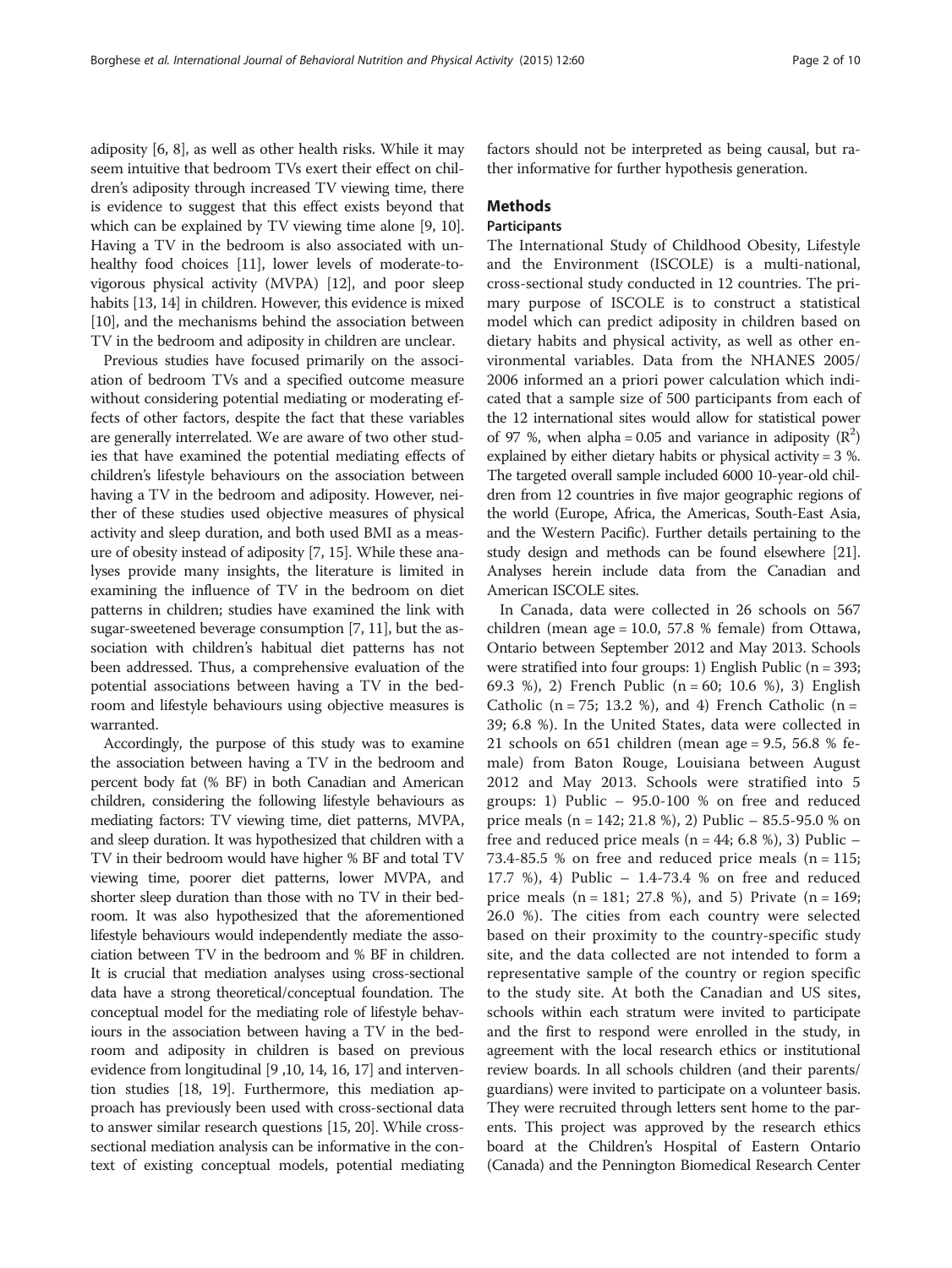adiposity [6, 8], as well as other health risks. While it may seem intuitive that bedroom TVs exert their effect on children's adiposity through increased TV viewing time, there is evidence to suggest that this effect exists beyond that which can be explained by TV viewing time alone [9, 10]. Having a TV in the bedroom is also associated with unhealthy food choices [11], lower levels of moderate-to-vigorous physical activity (MVPA) [12], and poor sleep habits [13, 14] in children. However, this evidence is mixed [10], and the mechanisms behind the association between TV in the bedroom and adiposity in children are unclear.

Previous studies have focused primarily on the association of bedroom TVs and a specified outcome measure without considering potential mediating or moderating effects of other factors, despite the fact that these variables are generally interrelated. We are aware of two other studies that have examined the potential mediating effects of children's lifestyle behaviours on the association between having a TV in the bedroom and adiposity. However, neither of these studies used objective measures of physical activity and sleep duration, and both used BMI as a measure of obesity instead of adiposity [7, 15]. While these analyses provide many insights, the literature is limited in examining the influence of TV in the bedroom on diet patterns in children; studies have examined the link with sugar-sweetened beverage consumption [7, 11], but the association with children's habitual diet patterns has not been addressed. Thus, a comprehensive evaluation of the potential associations between having a TV in the bedroom and lifestyle behaviours using objective measures is warranted.

Accordingly, the purpose of this study was to examine the association between having a TV in the bedroom and percent body fat (% BF) in both Canadian and American children, considering the following lifestyle behaviours as mediating factors: TV viewing time, diet patterns, MVPA, and sleep duration. It was hypothesized that children with a TV in their bedroom would have higher % BF and total TV viewing time, poorer diet patterns, lower MVPA, and shorter sleep duration than those with no TV in their bedroom. It was also hypothesized that the aforementioned lifestyle behaviours would independently mediate the association between TV in the bedroom and % BF in children. It is crucial that mediation analyses using cross-sectional data have a strong theoretical/conceptual foundation. The conceptual model for the mediating role of lifestyle behaviours in the association between having a TV in the bedroom and adiposity in children is based on previous evidence from longitudinal [9 ,10, 14, 16, 17] and intervention studies [18, 19]. Furthermore, this mediation approach has previously been used with cross-sectional data to answer similar research questions [15, 20]. While cross-sectional mediation analysis can be informative in the context of existing conceptual models, potential mediating factors should not be interpreted as being causal, but rather informative for further hypothesis generation.

## Methods

### Participants

The International Study of Childhood Obesity, Lifestyle and the Environment (ISCOLE) is a multi-national, cross-sectional study conducted in 12 countries. The primary purpose of ISCOLE is to construct a statistical model which can predict adiposity in children based on dietary habits and physical activity, as well as other environmental variables. Data from the NHANES 2005/2006 informed an a priori power calculation which indicated that a sample size of 500 participants from each of the 12 international sites would allow for statistical power of 97 %, when alpha = 0.05 and variance in adiposity ($R^2$) explained by either dietary habits or physical activity = 3 %. The targeted overall sample included 6000 10-year-old children from 12 countries in five major geographic regions of the world (Europe, Africa, the Americas, South-East Asia, and the Western Pacific). Further details pertaining to the study design and methods can be found elsewhere [21]. Analyses herein include data from the Canadian and American ISCOLE sites.

In Canada, data were collected in 26 schools on 567 children (mean age = 10.0, 57.8 % female) from Ottawa, Ontario between September 2012 and May 2013. Schools were stratified into four groups: 1) English Public (n = 393; 69.3 %), 2) French Public (n = 60; 10.6 %), 3) English Catholic (n = 75; 13.2 %), and 4) French Catholic (n = 39; 6.8 %). In the United States, data were collected in 21 schools on 651 children (mean age = 9.5, 56.8 % female) from Baton Rouge, Louisiana between August 2012 and May 2013. Schools were stratified into 5 groups: 1) Public – 95.0-100 % on free and reduced price meals (n = 142; 21.8 %), 2) Public – 85.5-95.0 % on free and reduced price meals (n = 44; 6.8 %), 3) Public – 73.4-85.5 % on free and reduced price meals (n = 115; 17.7 %), 4) Public – 1.4-73.4 % on free and reduced price meals (n = 181; 27.8 %), and 5) Private (n = 169; 26.0 %). The cities from each country were selected based on their proximity to the country-specific study site, and the data collected are not intended to form a representative sample of the country or region specific to the study site. At both the Canadian and US sites, schools within each stratum were invited to participate and the first to respond were enrolled in the study, in agreement with the local research ethics or institutional review boards. In all schools children (and their parents/guardians) were invited to participate on a volunteer basis. They were recruited through letters sent home to the parents. This project was approved by the research ethics board at the Children's Hospital of Eastern Ontario (Canada) and the Pennington Biomedical Research Center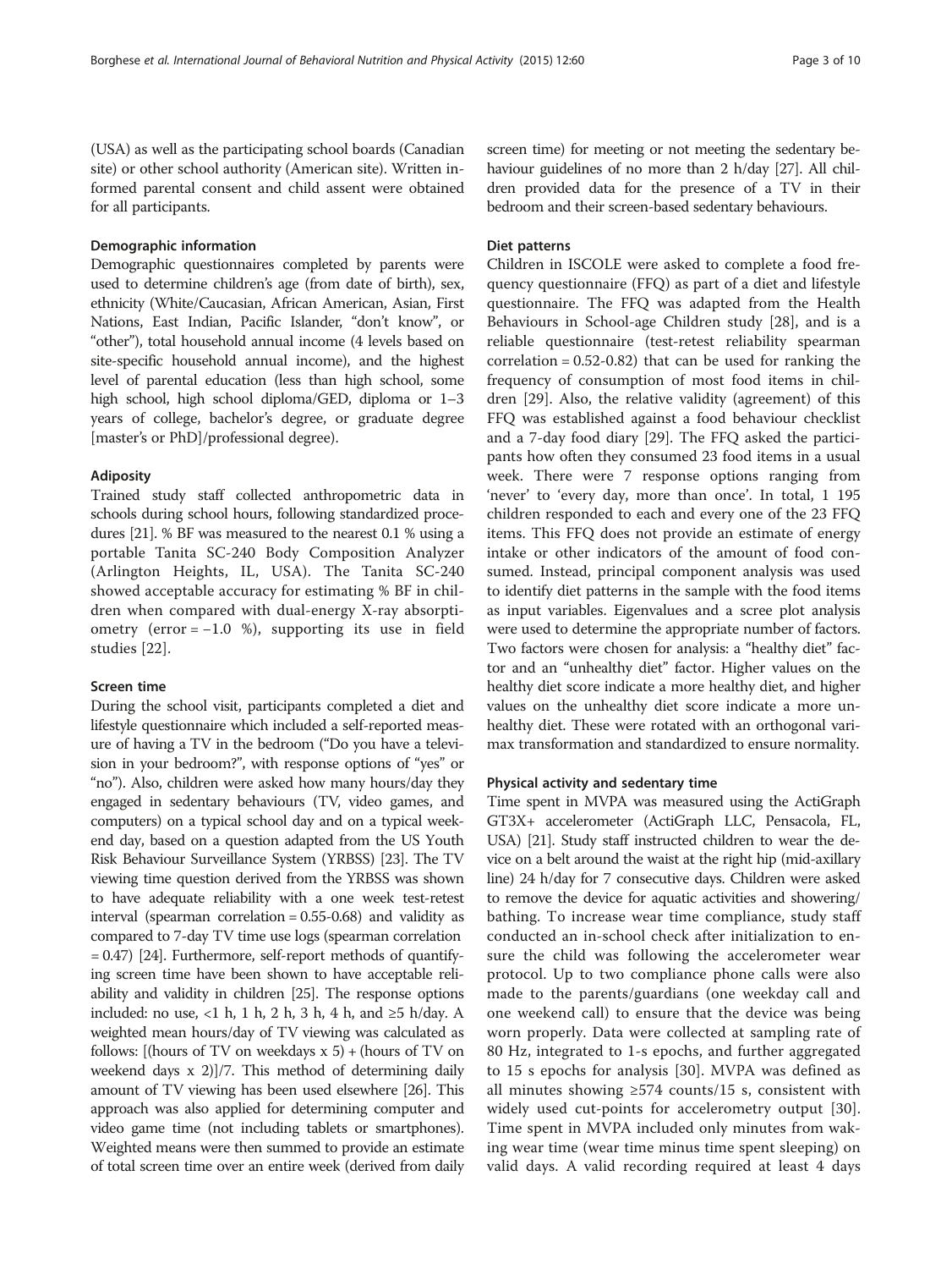(USA) as well as the participating school boards (Canadian site) or other school authority (American site). Written informed parental consent and child assent were obtained for all participants.

### Demographic information

Demographic questionnaires completed by parents were used to determine children's age (from date of birth), sex, ethnicity (White/Caucasian, African American, Asian, First Nations, East Indian, Pacific Islander, "don't know", or "other"), total household annual income (4 levels based on site-specific household annual income), and the highest level of parental education (less than high school, some high school, high school diploma/GED, diploma or 1–3 years of college, bachelor's degree, or graduate degree [master's or PhD]/professional degree).

### Adiposity

Trained study staff collected anthropometric data in schools during school hours, following standardized procedures [21]. % BF was measured to the nearest 0.1 % using a portable Tanita SC-240 Body Composition Analyzer (Arlington Heights, IL, USA). The Tanita SC-240 showed acceptable accuracy for estimating % BF in children when compared with dual-energy X-ray absorptiometry (error = −1.0 %), supporting its use in field studies [22].

### Screen time

During the school visit, participants completed a diet and lifestyle questionnaire which included a self-reported measure of having a TV in the bedroom ("Do you have a television in your bedroom?", with response options of "yes" or "no"). Also, children were asked how many hours/day they engaged in sedentary behaviours (TV, video games, and computers) on a typical school day and on a typical weekend day, based on a question adapted from the US Youth Risk Behaviour Surveillance System (YRBSS) [23]. The TV viewing time question derived from the YRBSS was shown to have adequate reliability with a one week test-retest interval (spearman correlation = 0.55-0.68) and validity as compared to 7-day TV time use logs (spearman correlation = 0.47) [24]. Furthermore, self-report methods of quantifying screen time have been shown to have acceptable reliability and validity in children [25]. The response options included: no use, <1 h, 1 h, 2 h, 3 h, 4 h, and ≥5 h/day. A weighted mean hours/day of TV viewing was calculated as follows: [(hours of TV on weekdays x 5) + (hours of TV on weekend days x 2)]/7. This method of determining daily amount of TV viewing has been used elsewhere [26]. This approach was also applied for determining computer and video game time (not including tablets or smartphones). Weighted means were then summed to provide an estimate of total screen time over an entire week (derived from daily screen time) for meeting or not meeting the sedentary behaviour guidelines of no more than 2 h/day [27]. All children provided data for the presence of a TV in their bedroom and their screen-based sedentary behaviours.

### Diet patterns

Children in ISCOLE were asked to complete a food frequency questionnaire (FFQ) as part of a diet and lifestyle questionnaire. The FFQ was adapted from the Health Behaviours in School-age Children study [28], and is a reliable questionnaire (test-retest reliability spearman correlation = 0.52-0.82) that can be used for ranking the frequency of consumption of most food items in children [29]. Also, the relative validity (agreement) of this FFQ was established against a food behaviour checklist and a 7-day food diary [29]. The FFQ asked the participants how often they consumed 23 food items in a usual week. There were 7 response options ranging from 'never' to 'every day, more than once'. In total, 1 195 children responded to each and every one of the 23 FFQ items. This FFQ does not provide an estimate of energy intake or other indicators of the amount of food consumed. Instead, principal component analysis was used to identify diet patterns in the sample with the food items as input variables. Eigenvalues and a scree plot analysis were used to determine the appropriate number of factors. Two factors were chosen for analysis: a "healthy diet" factor and an "unhealthy diet" factor. Higher values on the healthy diet score indicate a more healthy diet, and higher values on the unhealthy diet score indicate a more unhealthy diet. These were rotated with an orthogonal varimax transformation and standardized to ensure normality.

### Physical activity and sedentary time

Time spent in MVPA was measured using the ActiGraph GT3X+ accelerometer (ActiGraph LLC, Pensacola, FL, USA) [21]. Study staff instructed children to wear the device on a belt around the waist at the right hip (mid-axillary line) 24 h/day for 7 consecutive days. Children were asked to remove the device for aquatic activities and showering/bathing. To increase wear time compliance, study staff conducted an in-school check after initialization to ensure the child was following the accelerometer wear protocol. Up to two compliance phone calls were also made to the parents/guardians (one weekday call and one weekend call) to ensure that the device was being worn properly. Data were collected at sampling rate of 80 Hz, integrated to 1-s epochs, and further aggregated to 15 s epochs for analysis [30]. MVPA was defined as all minutes showing ≥574 counts/15 s, consistent with widely used cut-points for accelerometry output [30]. Time spent in MVPA included only minutes from waking wear time (wear time minus time spent sleeping) on valid days. A valid recording required at least 4 days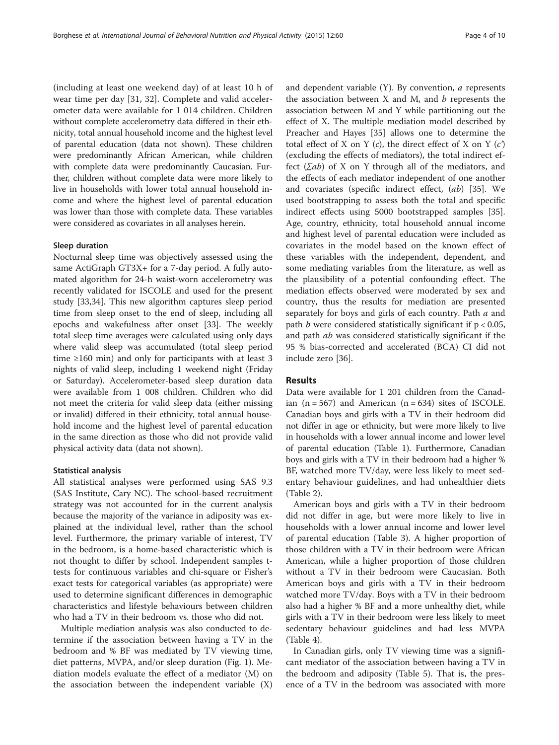(including at least one weekend day) of at least 10 h of wear time per day [31, 32]. Complete and valid accelerometer data were available for 1 014 children. Children without complete accelerometry data differed in their ethnicity, total annual household income and the highest level of parental education (data not shown). These children were predominantly African American, while children with complete data were predominantly Caucasian. Further, children without complete data were more likely to live in households with lower total annual household income and where the highest level of parental education was lower than those with complete data. These variables were considered as covariates in all analyses herein.

#### Sleep duration

Nocturnal sleep time was objectively assessed using the same ActiGraph GT3X+ for a 7-day period. A fully automated algorithm for 24-h waist-worn accelerometry was recently validated for ISCOLE and used for the present study [33,34]. This new algorithm captures sleep period time from sleep onset to the end of sleep, including all epochs and wakefulness after onset [33]. The weekly total sleep time averages were calculated using only days where valid sleep was accumulated (total sleep period time ≥160 min) and only for participants with at least 3 nights of valid sleep, including 1 weekend night (Friday or Saturday). Accelerometer-based sleep duration data were available from 1 008 children. Children who did not meet the criteria for valid sleep data (either missing or invalid) differed in their ethnicity, total annual household income and the highest level of parental education in the same direction as those who did not provide valid physical activity data (data not shown).

#### Statistical analysis

All statistical analyses were performed using SAS 9.3 (SAS Institute, Cary NC). The school-based recruitment strategy was not accounted for in the current analysis because the majority of the variance in adiposity was explained at the individual level, rather than the school level. Furthermore, the primary variable of interest, TV in the bedroom, is a home-based characteristic which is not thought to differ by school. Independent samples t-tests for continuous variables and chi-square or Fisher's exact tests for categorical variables (as appropriate) were used to determine significant differences in demographic characteristics and lifestyle behaviours between children who had a TV in their bedroom vs. those who did not.

Multiple mediation analysis was also conducted to determine if the association between having a TV in the bedroom and % BF was mediated by TV viewing time, diet patterns, MVPA, and/or sleep duration (Fig. 1). Mediation models evaluate the effect of a mediator (M) on the association between the independent variable (X) and dependent variable (Y). By convention, *a* represents the association between X and M, and *b* represents the association between M and Y while partitioning out the effect of X. The multiple mediation model described by Preacher and Hayes [35] allows one to determine the total effect of X on Y (*c*), the direct effect of X on Y (*c′*) (excluding the effects of mediators), the total indirect effect ($\sum ab$) of X on Y through all of the mediators, and the effects of each mediator independent of one another and covariates (specific indirect effect, (*ab*) [35]. We used bootstrapping to assess both the total and specific indirect effects using 5000 bootstrapped samples [35]. Age, country, ethnicity, total household annual income and highest level of parental education were included as covariates in the model based on the known effect of these variables with the independent, dependent, and some mediating variables from the literature, as well as the plausibility of a potential confounding effect. The mediation effects observed were moderated by sex and country, thus the results for mediation are presented separately for boys and girls of each country. Path *a* and path *b* were considered statistically significant if $p < 0.05$, and path *ab* was considered statistically significant if the 95 % bias-corrected and accelerated (BCA) CI did not include zero [36].

## Results

Data were available for 1 201 children from the Canadian ($n = 567$) and American ($n = 634$) sites of ISCOLE. Canadian boys and girls with a TV in their bedroom did not differ in age or ethnicity, but were more likely to live in households with a lower annual income and lower level of parental education (Table 1). Furthermore, Canadian boys and girls with a TV in their bedroom had a higher % BF, watched more TV/day, were less likely to meet sedentary behaviour guidelines, and had unhealthier diets (Table 2).

American boys and girls with a TV in their bedroom did not differ in age, but were more likely to live in households with a lower annual income and lower level of parental education (Table 3). A higher proportion of those children with a TV in their bedroom were African American, while a higher proportion of those children without a TV in their bedroom were Caucasian. Both American boys and girls with a TV in their bedroom watched more TV/day. Boys with a TV in their bedroom also had a higher % BF and a more unhealthy diet, while girls with a TV in their bedroom were less likely to meet sedentary behaviour guidelines and had less MVPA (Table 4).

In Canadian girls, only TV viewing time was a significant mediator of the association between having a TV in the bedroom and adiposity (Table 5). That is, the presence of a TV in the bedroom was associated with more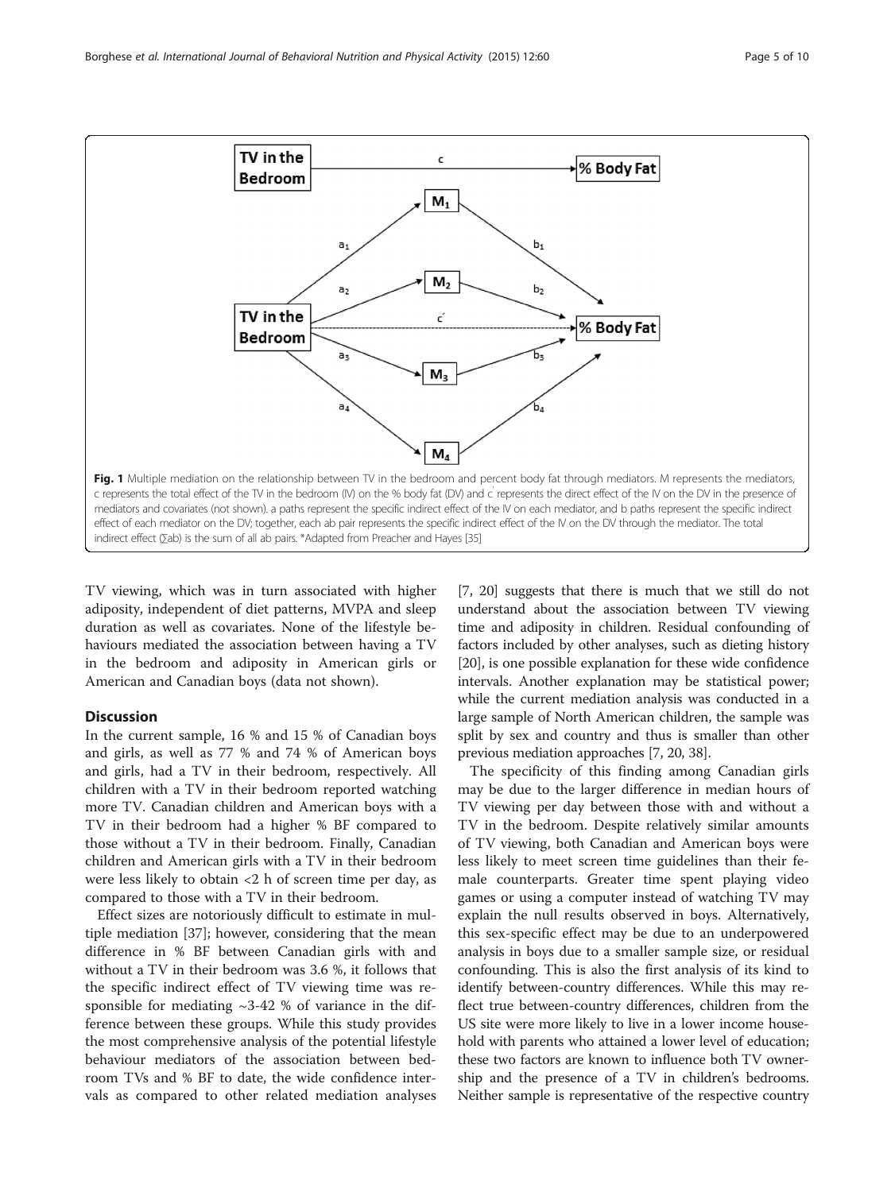TV in the Bedroom

c

% Body Fat

$M_1$

$a_1$

$b_1$

$M_2$

$a_2$

$b_2$

TV in the Bedroom

c´

% Body Fat

$a_3$

$b_3$

$M_3$

$a_4$

$b_4$

$M_4$

**Fig. 1** Multiple mediation on the relationship between TV in the bedroom and percent body fat through mediators. M represents the mediators, c represents the total effect of the TV in the bedroom (IV) on the % body fat (DV) and c´ represents the direct effect of the IV on the DV in the presence of mediators and covariates (not shown). a paths represent the specific indirect effect of the IV on each mediator, and b paths represent the specific indirect effect of each mediator on the DV; together, each ab pair represents the specific indirect effect of the IV on the DV through the mediator. The total indirect effect (∑ab) is the sum of all ab pairs. *Adapted from Preacher and Hayes [35]

TV viewing, which was in turn associated with higher adiposity, independent of diet patterns, MVPA and sleep duration as well as covariates. None of the lifestyle behaviours mediated the association between having a TV in the bedroom and adiposity in American girls or American and Canadian boys (data not shown).

## Discussion

In the current sample, 16 % and 15 % of Canadian boys and girls, as well as 77 % and 74 % of American boys and girls, had a TV in their bedroom, respectively. All children with a TV in their bedroom reported watching more TV. Canadian children and American boys with a TV in their bedroom had a higher % BF compared to those without a TV in their bedroom. Finally, Canadian children and American girls with a TV in their bedroom were less likely to obtain <2 h of screen time per day, as compared to those with a TV in their bedroom.

Effect sizes are notoriously difficult to estimate in multiple mediation [37]; however, considering that the mean difference in % BF between Canadian girls with and without a TV in their bedroom was 3.6 %, it follows that the specific indirect effect of TV viewing time was responsible for mediating ~3-42 % of variance in the difference between these groups. While this study provides the most comprehensive analysis of the potential lifestyle behaviour mediators of the association between bedroom TVs and % BF to date, the wide confidence intervals as compared to other related mediation analyses [7, 20] suggests that there is much that we still do not understand about the association between TV viewing time and adiposity in children. Residual confounding of factors included by other analyses, such as dieting history [20], is one possible explanation for these wide confidence intervals. Another explanation may be statistical power; while the current mediation analysis was conducted in a large sample of North American children, the sample was split by sex and country and thus is smaller than other previous mediation approaches [7, 20, 38].

The specificity of this finding among Canadian girls may be due to the larger difference in median hours of TV viewing per day between those with and without a TV in the bedroom. Despite relatively similar amounts of TV viewing, both Canadian and American boys were less likely to meet screen time guidelines than their female counterparts. Greater time spent playing video games or using a computer instead of watching TV may explain the null results observed in boys. Alternatively, this sex-specific effect may be due to an underpowered analysis in boys due to a smaller sample size, or residual confounding. This is also the first analysis of its kind to identify between-country differences. While this may reflect true between-country differences, children from the US site were more likely to live in a lower income household with parents who attained a lower level of education; these two factors are known to influence both TV ownership and the presence of a TV in children's bedrooms. Neither sample is representative of the respective country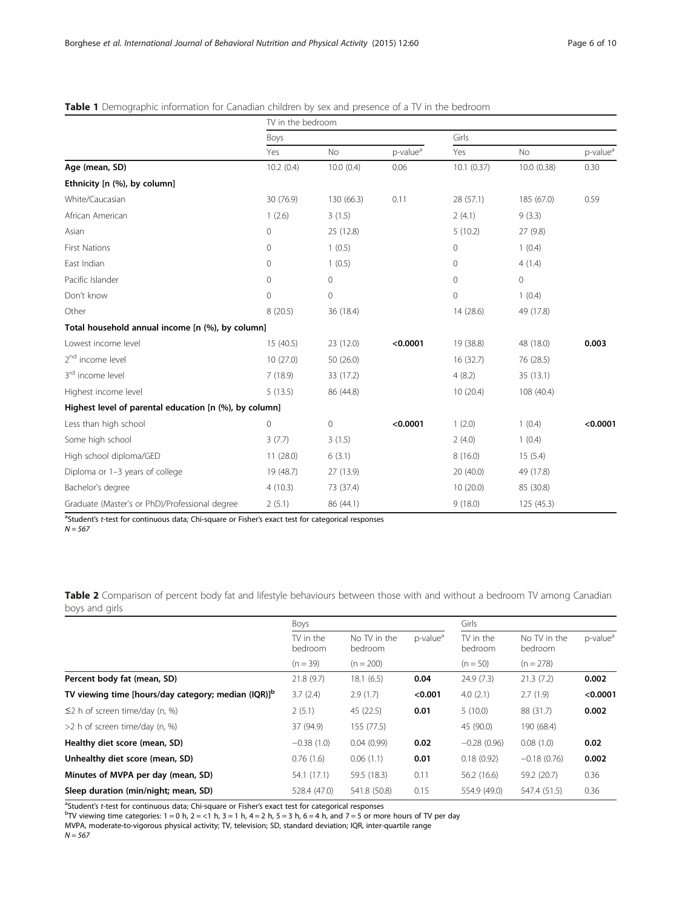**Table 1** Demographic information for Canadian children by sex and presence of a TV in the bedroom

| | TV in the bedroom | | | | | |
|---|---|---|---|---|---|---|
| | Boys | | | Girls | | |
| | Yes | No | p-value[a] | Yes | No | p-value[a] |
| **Age (mean, SD)** | 10.2 (0.4) | 10.0 (0.4) | 0.06 | 10.1 (0.37) | 10.0 (0.38) | 0.30 |
| **Ethnicity [n (%), by column]** | | | | | | |
| White/Caucasian | 30 (76.9) | 130 (66.3) | 0.11 | 28 (57.1) | 185 (67.0) | 0.59 |
| African American | 1 (2.6) | 3 (1.5) | | 2 (4.1) | 9 (3.3) | |
| Asian | 0 | 25 (12.8) | | 5 (10.2) | 27 (9.8) | |
| First Nations | 0 | 1 (0.5) | | 0 | 1 (0.4) | |
| East Indian | 0 | 1 (0.5) | | 0 | 4 (1.4) | |
| Pacific Islander | 0 | 0 | | 0 | 0 | |
| Don't know | 0 | 0 | | 0 | 1 (0.4) | |
| Other | 8 (20.5) | 36 (18.4) | | 14 (28.6) | 49 (17.8) | |
| **Total household annual income [n (%), by column]** | | | | | | |
| Lowest income level | 15 (40.5) | 23 (12.0) | **<0.0001** | 19 (38.8) | 48 (18.0) | **0.003** |
| 2nd income level | 10 (27.0) | 50 (26.0) | | 16 (32.7) | 76 (28.5) | |
| 3rd income level | 7 (18.9) | 33 (17.2) | | 4 (8.2) | 35 (13.1) | |
| Highest income level | 5 (13.5) | 86 (44.8) | | 10 (20.4) | 108 (40.4) | |
| **Highest level of parental education [n (%), by column]** | | | | | | |
| Less than high school | 0 | 0 | **<0.0001** | 1 (2.0) | 1 (0.4) | **<0.0001** |
| Some high school | 3 (7.7) | 3 (1.5) | | 2 (4.0) | 1 (0.4) | |
| High school diploma/GED | 11 (28.0) | 6 (3.1) | | 8 (16.0) | 15 (5.4) | |
| Diploma or 1–3 years of college | 19 (48.7) | 27 (13.9) | | 20 (40.0) | 49 (17.8) | |
| Bachelor's degree | 4 (10.3) | 73 (37.4) | | 10 (20.0) | 85 (30.8) | |
| Graduate (Master's or PhD)/Professional degree | 2 (5.1) | 86 (44.1) | | 9 (18.0) | 125 (45.3) | |

[a]Student's *t*-test for continuous data; Chi-square or Fisher's exact test for categorical responses
*N = 567*

**Table 2** Comparison of percent body fat and lifestyle behaviours between those with and without a bedroom TV among Canadian boys and girls

| | Boys | | | Girls | | |
|---|---|---|---|---|---|---|
| | TV in the bedroom | No TV in the bedroom | p-value[a] | TV in the bedroom | No TV in the bedroom | p-value[a] |
| | (n = 39) | (n = 200) | | (n = 50) | (n = 278) | |
| **Percent body fat (mean, SD)** | 21.8 (9.7) | 18.1 (6.5) | **0.04** | 24.9 (7.3) | 21.3 (7.2) | **0.002** |
| **TV viewing time [hours/day category; median (IQR)][b]** | 3.7 (2.4) | 2.9 (1.7) | **<0.001** | 4.0 (2.1) | 2.7 (1.9) | **<0.0001** |
| ≤2 h of screen time/day (n, %) | 2 (5.1) | 45 (22.5) | **0.01** | 5 (10.0) | 88 (31.7) | **0.002** |
| >2 h of screen time/day (n, %) | 37 (94.9) | 155 (77.5) | | 45 (90.0) | 190 (68.4) | |
| **Healthy diet score (mean, SD)** | −0.38 (1.0) | 0.04 (0.99) | **0.02** | −0.28 (0.96) | 0.08 (1.0) | **0.02** |
| **Unhealthy diet score (mean, SD)** | 0.76 (1.6) | 0.06 (1.1) | **0.01** | 0.18 (0.92) | −0.18 (0.76) | **0.002** |
| **Minutes of MVPA per day (mean, SD)** | 54.1 (17.1) | 59.5 (18.3) | 0.11 | 56.2 (16.6) | 59.2 (20.7) | 0.36 |
| **Sleep duration (min/night; mean, SD)** | 528.4 (47.0) | 541.8 (50.8) | 0.15 | 554.9 (49.0) | 547.4 (51.5) | 0.36 |

[a]Student's *t*-test for continuous data; Chi-square or Fisher's exact test for categorical responses
[b]TV viewing time categories: 1 = 0 h, 2 = <1 h, 3 = 1 h, 4 = 2 h, 5 = 3 h, 6 = 4 h, and 7 = 5 or more hours of TV per day
MVPA, moderate-to-vigorous physical activity; TV, television; SD, standard deviation; IQR, inter-quartile range
*N = 567*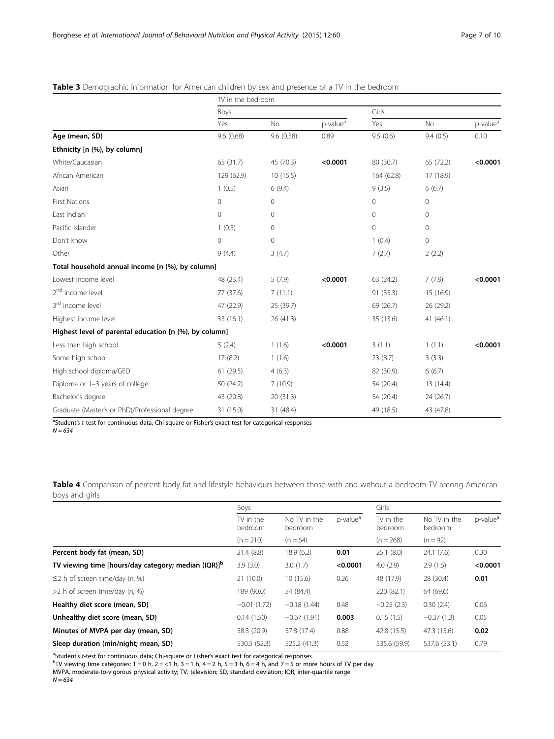**Table 3** Demographic information for American children by sex and presence of a TV in the bedroom

| | TV in the bedroom | | | | | |
|---|---|---|---|---|---|---|
| | Boys | | | Girls | | |
| | Yes | No | p-value[a] | Yes | No | p-value[a] |
| **Age (mean, SD)** | 9.6 (0.68) | 9.6 (0.58) | 0.89 | 9.5 (0.6) | 9.4 (0.5) | 0.10 |
| **Ethnicity [n (%), by column]** | | | | | | |
| White/Caucasian | 65 (31.7) | 45 (70.3) | **<0.0001** | 80 (30.7) | 65 (72.2) | **<0.0001** |
| African American | 129 (62.9) | 10 (15.5) | | 164 (62.8) | 17 (18.9) | |
| Asian | 1 (0.5) | 6 (9.4) | | 9 (3.5) | 6 (6.7) | |
| First Nations | 0 | 0 | | 0 | 0 | |
| East Indian | 0 | 0 | | 0 | 0 | |
| Pacific Islander | 1 (0.5) | 0 | | 0 | 0 | |
| Don't know | 0 | 0 | | 1 (0.4) | 0 | |
| Other | 9 (4.4) | 3 (4.7) | | 7 (2.7) | 2 (2.2) | |
| **Total household annual income [n (%), by column]** | | | | | | |
| Lowest income level | 48 (23.4) | 5 (7.9) | **<0.0001** | 63 (24.2) | 7 (7.9) | **<0.0001** |
| 2nd income level | 77 (37.6) | 7 (11.1) | | 91 (35.3) | 15 (16.9) | |
| 3rd income level | 47 (22.9) | 25 (39.7) | | 69 (26.7) | 26 (29.2) | |
| Highest income level | 33 (16.1) | 26 (41.3) | | 35 (13.6) | 41 (46.1) | |
| **Highest level of parental education [n (%), by column]** | | | | | | |
| Less than high school | 5 (2.4) | 1 (1.6) | **<0.0001** | 3 (1.1) | 1 (1.1) | **<0.0001** |
| Some high school | 17 (8.2) | 1 (1.6) | | 23 (8.7) | 3 (3.3) | |
| High school diploma/GED | 61 (29.5) | 4 (6.3) | | 82 (30.9) | 6 (6.7) | |
| Diploma or 1–3 years of college | 50 (24.2) | 7 (10.9) | | 54 (20.4) | 13 (14.4) | |
| Bachelor's degree | 43 (20.8) | 20 (31.3) | | 54 (20.4) | 24 (26.7) | |
| Graduate (Master's or PhD)/Professional degree | 31 (15.0) | 31 (48.4) | | 49 (18.5) | 43 (47.8) | |

[a]Student's *t*-test for continuous data; Chi-square or Fisher's exact test for categorical responses
*N = 634*

**Table 4** Comparison of percent body fat and lifestyle behaviours between those with and without a bedroom TV among American boys and girls

| | Boys | | | Girls | | |
|---|---|---|---|---|---|---|
| | TV in the bedroom | No TV in the bedroom | p-value[a] | TV in the bedroom | No TV in the bedroom | p-value[a] |
| | (n = 210) | (n = 64) | | (n = 268) | (n = 92) | |
| **Percent body fat (mean, SD)** | 21.4 (8.8) | 18.9 (6.2) | **0.01** | 25.1 (8.0) | 24.1 (7.6) | 0.30 |
| **TV viewing time [hours/day category; median (IQR)]**[b] | 3.9 (3.0) | 3.0 (1.7) | **<0.0001** | 4.0 (2.9) | 2.9 (1.5) | **<0.0001** |
| ≤2 h of screen time/day (n, %) | 21 (10.0) | 10 (15.6) | 0.26 | 48 (17.9) | 28 (30.4) | **0.01** |
| >2 h of screen time/day (n, %) | 189 (90.0) | 54 (84.4) | | 220 (82.1) | 64 (69.6) | |
| **Healthy diet score (mean, SD)** | −0.01 (1.72) | −0.18 (1.44) | 0.48 | −0.25 (2.3) | 0.30 (2.4) | 0.06 |
| **Unhealthy diet score (mean, SD)** | 0.14 (1.50) | −0.67 (1.91) | **0.003** | 0.15 (1.5) | −0.37 (1.3) | 0.05 |
| **Minutes of MVPA per day (mean, SD)** | 58.3 (20.9) | 57.8 (17.4) | 0.88 | 42.8 (15.5) | 47.3 (15.6) | **0.02** |
| **Sleep duration (min/night; mean, SD)** | 530.5 (52.3) | 525.2 (41.3) | 0.52 | 535.6 (59.9) | 537.6 (53.1) | 0.79 |

[a]Student's *t*-test for continuous data; Chi-square or Fisher's exact test for categorical responses
[b]TV viewing time categories: 1 = 0 h, 2 = <1 h, 3 = 1 h, 4 = 2 h, 5 = 3 h, 6 = 4 h, and 7 = 5 or more hours of TV per day
MVPA, moderate-to-vigorous physical activity; TV, television; SD, standard deviation; IQR, inter-quartile range
*N = 634*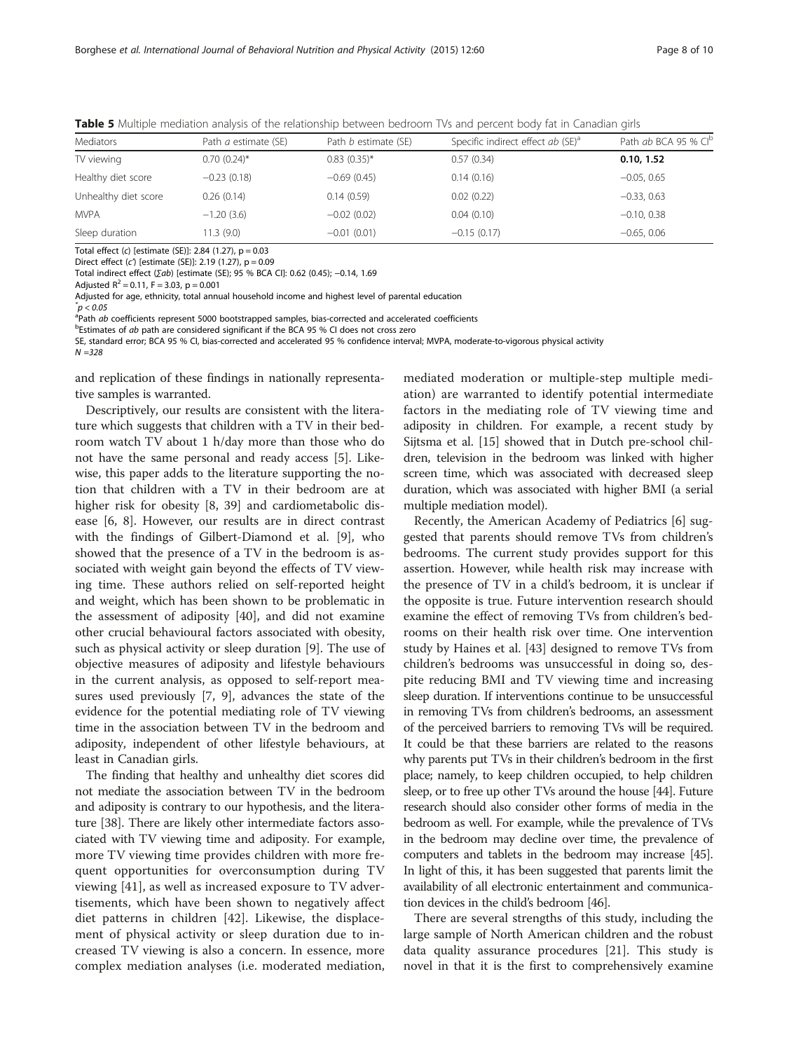**Table 5** Multiple mediation analysis of the relationship between bedroom TVs and percent body fat in Canadian girls

| Mediators | Path *a* estimate (SE) | Path *b* estimate (SE) | Specific indirect effect *ab* (SE)[a] | Path *ab* BCA 95 % CI[b] |
|---|---|---|---|---|
| TV viewing | 0.70 (0.24)* | 0.83 (0.35)* | 0.57 (0.34) | **0.10, 1.52** |
| Healthy diet score | −0.23 (0.18) | −0.69 (0.45) | 0.14 (0.16) | −0.05, 0.65 |
| Unhealthy diet score | 0.26 (0.14) | 0.14 (0.59) | 0.02 (0.22) | −0.33, 0.63 |
| MVPA | −1.20 (3.6) | −0.02 (0.02) | 0.04 (0.10) | −0.10, 0.38 |
| Sleep duration | 11.3 (9.0) | −0.01 (0.01) | −0.15 (0.17) | −0.65, 0.06 |

Total effect (*c*) [estimate (SE)]: 2.84 (1.27), p = 0.03
Direct effect (*c'*) [estimate (SE)]: 2.19 (1.27), p = 0.09
Total indirect effect (Σ*ab*) [estimate (SE); 95 % BCA CI]: 0.62 (0.45); −0.14, 1.69
Adjusted $R^2 = 0.11$, $F = 3.03$, $p = 0.001$
Adjusted for age, ethnicity, total annual household income and highest level of parental education
*$p < 0.05$
[a]Path *ab* coefficients represent 5000 bootstrapped samples, bias-corrected and accelerated coefficients
[b]Estimates of *ab* path are considered significant if the BCA 95 % CI does not cross zero
SE, standard error; BCA 95 % CI, bias-corrected and accelerated 95 % confidence interval; MVPA, moderate-to-vigorous physical activity
*N* =328

and replication of these findings in nationally representative samples is warranted.

Descriptively, our results are consistent with the literature which suggests that children with a TV in their bedroom watch TV about 1 h/day more than those who do not have the same personal and ready access [5]. Likewise, this paper adds to the literature supporting the notion that children with a TV in their bedroom are at higher risk for obesity [8, 39] and cardiometabolic disease [6, 8]. However, our results are in direct contrast with the findings of Gilbert-Diamond et al. [9], who showed that the presence of a TV in the bedroom is associated with weight gain beyond the effects of TV viewing time. These authors relied on self-reported height and weight, which has been shown to be problematic in the assessment of adiposity [40], and did not examine other crucial behavioural factors associated with obesity, such as physical activity or sleep duration [9]. The use of objective measures of adiposity and lifestyle behaviours in the current analysis, as opposed to self-report measures used previously [7, 9], advances the state of the evidence for the potential mediating role of TV viewing time in the association between TV in the bedroom and adiposity, independent of other lifestyle behaviours, at least in Canadian girls.

The finding that healthy and unhealthy diet scores did not mediate the association between TV in the bedroom and adiposity is contrary to our hypothesis, and the literature [38]. There are likely other intermediate factors associated with TV viewing time and adiposity. For example, more TV viewing time provides children with more frequent opportunities for overconsumption during TV viewing [41], as well as increased exposure to TV advertisements, which have been shown to negatively affect diet patterns in children [42]. Likewise, the displacement of physical activity or sleep duration due to increased TV viewing is also a concern. In essence, more complex mediation analyses (i.e. moderated mediation, mediated moderation or multiple-step multiple mediation) are warranted to identify potential intermediate factors in the mediating role of TV viewing time and adiposity in children. For example, a recent study by Sijtsma et al. [15] showed that in Dutch pre-school children, television in the bedroom was linked with higher screen time, which was associated with decreased sleep duration, which was associated with higher BMI (a serial multiple mediation model).

Recently, the American Academy of Pediatrics [6] suggested that parents should remove TVs from children's bedrooms. The current study provides support for this assertion. However, while health risk may increase with the presence of TV in a child's bedroom, it is unclear if the opposite is true. Future intervention research should examine the effect of removing TVs from children's bedrooms on their health risk over time. One intervention study by Haines et al. [43] designed to remove TVs from children's bedrooms was unsuccessful in doing so, despite reducing BMI and TV viewing time and increasing sleep duration. If interventions continue to be unsuccessful in removing TVs from children's bedrooms, an assessment of the perceived barriers to removing TVs will be required. It could be that these barriers are related to the reasons why parents put TVs in their children's bedroom in the first place; namely, to keep children occupied, to help children sleep, or to free up other TVs around the house [44]. Future research should also consider other forms of media in the bedroom as well. For example, while the prevalence of TVs in the bedroom may decline over time, the prevalence of computers and tablets in the bedroom may increase [45]. In light of this, it has been suggested that parents limit the availability of all electronic entertainment and communication devices in the child's bedroom [46].

There are several strengths of this study, including the large sample of North American children and the robust data quality assurance procedures [21]. This study is novel in that it is the first to comprehensively examine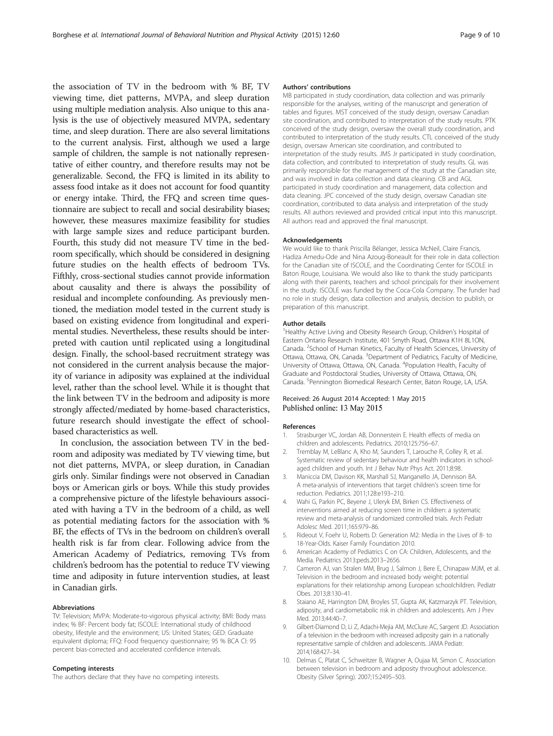the association of TV in the bedroom with % BF, TV viewing time, diet patterns, MVPA, and sleep duration using multiple mediation analysis. Also unique to this analysis is the use of objectively measured MVPA, sedentary time, and sleep duration. There are also several limitations to the current analysis. First, although we used a large sample of children, the sample is not nationally representative of either country, and therefore results may not be generalizable. Second, the FFQ is limited in its ability to assess food intake as it does not account for food quantity or energy intake. Third, the FFQ and screen time questionnaire are subject to recall and social desirability biases; however, these measures maximize feasibility for studies with large sample sizes and reduce participant burden. Fourth, this study did not measure TV time in the bedroom specifically, which should be considered in designing future studies on the health effects of bedroom TVs. Fifthly, cross-sectional studies cannot provide information about causality and there is always the possibility of residual and incomplete confounding. As previously mentioned, the mediation model tested in the current study is based on existing evidence from longitudinal and experimental studies. Nevertheless, these results should be interpreted with caution until replicated using a longitudinal design. Finally, the school-based recruitment strategy was not considered in the current analysis because the majority of variance in adiposity was explained at the individual level, rather than the school level. While it is thought that the link between TV in the bedroom and adiposity is more strongly affected/mediated by home-based characteristics, future research should investigate the effect of school-based characteristics as well.

In conclusion, the association between TV in the bedroom and adiposity was mediated by TV viewing time, but not diet patterns, MVPA, or sleep duration, in Canadian girls only. Similar findings were not observed in Canadian boys or American girls or boys. While this study provides a comprehensive picture of the lifestyle behaviours associated with having a TV in the bedroom of a child, as well as potential mediating factors for the association with % BF, the effects of TVs in the bedroom on children's overall health risk is far from clear. Following advice from the American Academy of Pediatrics, removing TVs from children's bedroom has the potential to reduce TV viewing time and adiposity in future intervention studies, at least in Canadian girls.

#### Abbreviations

TV: Television; MVPA: Moderate-to-vigorous physical activity; BMI: Body mass index; % BF: Percent body fat; ISCOLE: International study of childhood obesity, lifestyle and the environment; US: United States; GED: Graduate equivalent diploma; FFQ: Food frequency questionnaire; 95 % BCA CI: 95 percent bias-corrected and accelerated confidence intervals.

#### Competing interests

The authors declare that they have no competing interests.

#### Authors' contributions

MB participated in study coordination, data collection and was primarily responsible for the analyses, writing of the manuscript and generation of tables and figures. MST conceived of the study design, oversaw Canadian site coordination, and contributed to interpretation of the study results. PTK conceived of the study design, oversaw the overall study coordination, and contributed to interpretation of the study results. CTL conceived of the study design, oversaw American site coordination, and contributed to interpretation of the study results. JMS Jr participated in study coordination, data collection, and contributed to interpretation of study results. GL was primarily responsible for the management of the study at the Canadian site, and was involved in data collection and data cleaning. CB and AGL participated in study coordination and management, data collection and data cleaning. JPC conceived of the study design, oversaw Canadian site coordination, contributed to data analysis and interpretation of the study results. All authors reviewed and provided critical input into this manuscript. All authors read and approved the final manuscript.

#### Acknowledgements

We would like to thank Priscilla Bélanger, Jessica McNeil, Claire Francis, Hadiza Amedu-Ode and Nina Azoug-Boneault for their role in data collection for the Canadian site of ISCOLE, and the Coordinating Center for ISCOLE in Baton Rouge, Louisiana. We would also like to thank the study participants along with their parents, teachers and school principals for their involvement in the study. ISCOLE was funded by the Coca-Cola Company. The funder had no role in study design, data collection and analysis, decision to publish, or preparation of this manuscript.

#### Author details

[1]Healthy Active Living and Obesity Research Group, Children's Hospital of Eastern Ontario Research Institute, 401 Smyth Road, Ottawa K1H 8L1ON, Canada. [2]School of Human Kinetics, Faculty of Health Sciences, University of Ottawa, Ottawa, ON, Canada. [3]Department of Pediatrics, Faculty of Medicine, University of Ottawa, Ottawa, ON, Canada. [4]Population Health, Faculty of Graduate and Postdoctoral Studies, University of Ottawa, Ottawa, ON, Canada. [5]Pennington Biomedical Research Center, Baton Rouge, LA, USA.

Received: 26 August 2014 Accepted: 1 May 2015
Published online: 13 May 2015

#### References

1. Strasburger VC, Jordan AB, Donnerstein E. Health effects of media on children and adolescents. Pediatrics. 2010;125:756–67.
2. Tremblay M, LeBlanc A, Kho M, Saunders T, Larouche R, Colley R, et al. Systematic review of sedentary behaviour and health indicators in school-aged children and youth. Int J Behav Nutr Phys Act. 2011;8:98.
3. Maniccia DM, Davison KK, Marshall SJ, Manganello JA, Dennison BA. A meta-analysis of interventions that target children's screen time for reduction. Pediatrics. 2011;128:e193–210.
4. Wahi G, Parkin PC, Beyene J, Uleryk EM, Birken CS. Effectiveness of interventions aimed at reducing screen time in children: a systematic review and meta-analysis of randomized controlled trials. Arch Pediatr Adolesc Med. 2011;165:979–86.
5. Rideout V, Foehr U, Roberts D: Generation M2: Media in the Lives of 8- to 18-Year-Olds. Kaiser Family Foundation 2010.
6. American Academy of Pediatrics C on CA: Children, Adolescents, and the Media. Pediatrics 2013:peds.2013–2656.
7. Cameron AJ, van Stralen MM, Brug J, Salmon J, Bere E, Chinapaw MJM, et al. Television in the bedroom and increased body weight: potential explanations for their relationship among European schoolchildren. Pediatr Obes. 2013;8:130–41.
8. Staiano AE, Harrington DM, Broyles ST, Gupta AK, Katzmarzyk PT. Television, adiposity, and cardiometabolic risk in children and adolescents. Am J Prev Med. 2013;44:40–7.
9. Gilbert-Diamond D, Li Z, Adachi-Mejia AM, McClure AC, Sargent JD. Association of a television in the bedroom with increased adiposity gain in a nationally representative sample of children and adolescents. JAMA Pediatr. 2014;168:427–34.
10. Delmas C, Platat C, Schweitzer B, Wagner A, Oujaa M, Simon C. Association between television in bedroom and adiposity throughout adolescence. Obesity (Silver Spring). 2007;15:2495–503.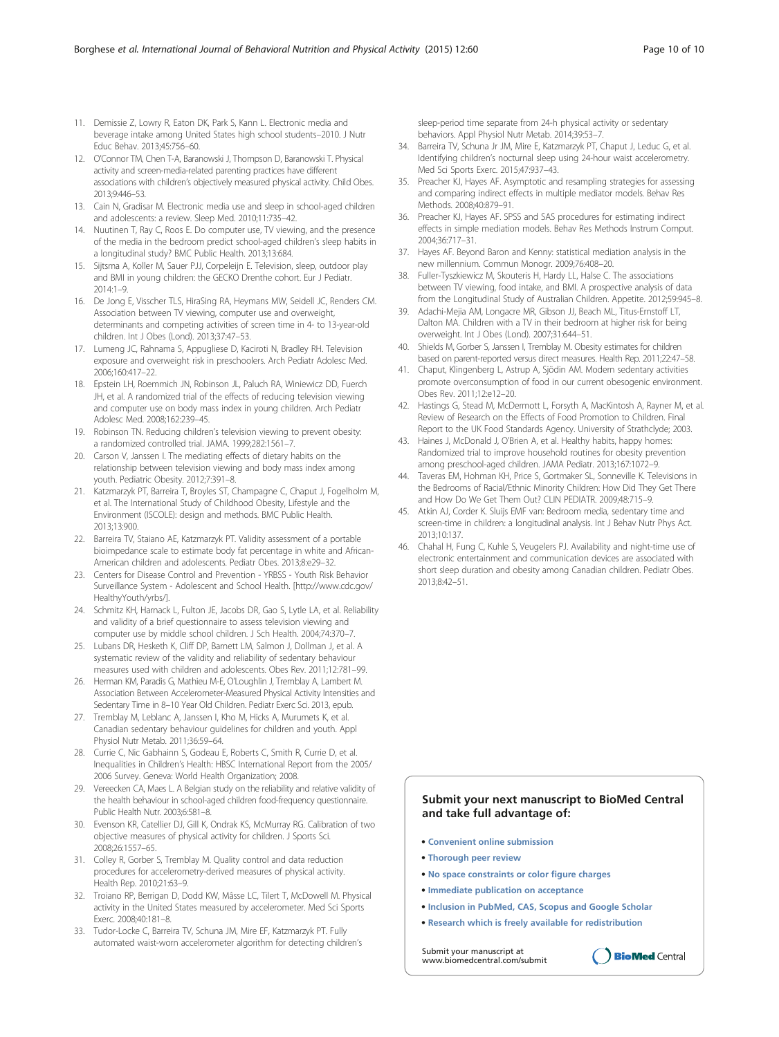11. Demissie Z, Lowry R, Eaton DK, Park S, Kann L. Electronic media and beverage intake among United States high school students–2010. J Nutr Educ Behav. 2013;45:756–60.
12. O'Connor TM, Chen T-A, Baranowski J, Thompson D, Baranowski T. Physical activity and screen-media-related parenting practices have different associations with children's objectively measured physical activity. Child Obes. 2013;9:446–53.
13. Cain N, Gradisar M. Electronic media use and sleep in school-aged children and adolescents: a review. Sleep Med. 2010;11:735–42.
14. Nuutinen T, Ray C, Roos E. Do computer use, TV viewing, and the presence of the media in the bedroom predict school-aged children's sleep habits in a longitudinal study? BMC Public Health. 2013;13:684.
15. Sijtsma A, Koller M, Sauer PJJ, Corpeleijn E. Television, sleep, outdoor play and BMI in young children: the GECKO Drenthe cohort. Eur J Pediatr. 2014:1–9.
16. De Jong E, Visscher TLS, HiraSing RA, Heymans MW, Seidell JC, Renders CM. Association between TV viewing, computer use and overweight, determinants and competing activities of screen time in 4- to 13-year-old children. Int J Obes (Lond). 2013;37:47–53.
17. Lumeng JC, Rahnama S, Appugliese D, Kaciroti N, Bradley RH. Television exposure and overweight risk in preschoolers. Arch Pediatr Adolesc Med. 2006;160:417–22.
18. Epstein LH, Roemmich JN, Robinson JL, Paluch RA, Winiewicz DD, Fuerch JH, et al. A randomized trial of the effects of reducing television viewing and computer use on body mass index in young children. Arch Pediatr Adolesc Med. 2008;162:239–45.
19. Robinson TN. Reducing children's television viewing to prevent obesity: a randomized controlled trial. JAMA. 1999;282:1561–7.
20. Carson V, Janssen I. The mediating effects of dietary habits on the relationship between television viewing and body mass index among youth. Pediatric Obesity. 2012;7:391–8.
21. Katzmarzyk PT, Barreira T, Broyles ST, Champagne C, Chaput J, Fogelholm M, et al. The International Study of Childhood Obesity, Lifestyle and the Environment (ISCOLE): design and methods. BMC Public Health. 2013;13:900.
22. Barreira TV, Staiano AE, Katzmarzyk PT. Validity assessment of a portable bioimpedance scale to estimate body fat percentage in white and African-American children and adolescents. Pediatr Obes. 2013;8:e29–32.
23. Centers for Disease Control and Prevention - YRBSS - Youth Risk Behavior Surveillance System - Adolescent and School Health. [http://www.cdc.gov/HealthyYouth/yrbs/].
24. Schmitz KH, Harnack L, Fulton JE, Jacobs DR, Gao S, Lytle LA, et al. Reliability and validity of a brief questionnaire to assess television viewing and computer use by middle school children. J Sch Health. 2004;74:370–7.
25. Lubans DR, Hesketh K, Cliff DP, Barnett LM, Salmon J, Dollman J, et al. A systematic review of the validity and reliability of sedentary behaviour measures used with children and adolescents. Obes Rev. 2011;12:781–99.
26. Herman KM, Paradis G, Mathieu M-E, O'Loughlin J, Tremblay A, Lambert M. Association Between Accelerometer-Measured Physical Activity Intensities and Sedentary Time in 8–10 Year Old Children. Pediatr Exerc Sci. 2013, epub.
27. Tremblay M, Leblanc A, Janssen I, Kho M, Hicks A, Murumets K, et al. Canadian sedentary behaviour guidelines for children and youth. Appl Physiol Nutr Metab. 2011;36:59–64.
28. Currie C, Nic Gabhainn S, Godeau E, Roberts C, Smith R, Currie D, et al. Inequalities in Children's Health: HBSC International Report from the 2005/2006 Survey. Geneva: World Health Organization; 2008.
29. Vereecken CA, Maes L. A Belgian study on the reliability and relative validity of the health behaviour in school-aged children food-frequency questionnaire. Public Health Nutr. 2003;6:581–8.
30. Evenson KR, Catellier DJ, Gill K, Ondrak KS, McMurray RG. Calibration of two objective measures of physical activity for children. J Sports Sci. 2008;26:1557–65.
31. Colley R, Gorber S, Tremblay M. Quality control and data reduction procedures for accelerometry-derived measures of physical activity. Health Rep. 2010;21:63–9.
32. Troiano RP, Berrigan D, Dodd KW, Mâsse LC, Tilert T, McDowell M. Physical activity in the United States measured by accelerometer. Med Sci Sports Exerc. 2008;40:181–8.
33. Tudor-Locke C, Barreira TV, Schuna JM, Mire EF, Katzmarzyk PT. Fully automated waist-worn accelerometer algorithm for detecting children's sleep-period time separate from 24-h physical activity or sedentary behaviors. Appl Physiol Nutr Metab. 2014;39:53–7.
34. Barreira TV, Schuna Jr JM, Mire EF, Katzmarzyk PT, Chaput J, Leduc G, et al. Identifying children's nocturnal sleep using 24-hour waist accelerometry. Med Sci Sports Exerc. 2015;47:937–43.
35. Preacher KJ, Hayes AF. Asymptotic and resampling strategies for assessing and comparing indirect effects in multiple mediator models. Behav Res Methods. 2008;40:879–91.
36. Preacher KJ, Hayes AF. SPSS and SAS procedures for estimating indirect effects in simple mediation models. Behav Res Methods Instrum Comput. 2004;36:717–31.
37. Hayes AF. Beyond Baron and Kenny: statistical mediation analysis in the new millennium. Commun Monogr. 2009;76:408–20.
38. Fuller-Tyszkiewicz M, Skouteris H, Hardy LL, Halse C. The associations between TV viewing, food intake, and BMI. A prospective analysis of data from the Longitudinal Study of Australian Children. Appetite. 2012;59:945–8.
39. Adachi-Mejia AM, Longacre MR, Gibson JJ, Beach ML, Titus-Ernstoff LT, Dalton MA. Children with a TV in their bedroom at higher risk for being overweight. Int J Obes (Lond). 2007;31:644–51.
40. Shields M, Gorber S, Janssen I, Tremblay M. Obesity estimates for children based on parent-reported versus direct measures. Health Rep. 2011;22:47–58.
41. Chaput, Klingenberg L, Astrup A, Sjödin AM. Modern sedentary activities promote overconsumption of food in our current obesogenic environment. Obes Rev. 2011;12:e12–20.
42. Hastings G, Stead M, McDermott L, Forsyth A, MacKintosh A, Rayner M, et al. Review of Research on the Effects of Food Promotion to Children. Final Report to the UK Food Standards Agency. University of Strathclyde; 2003.
43. Haines J, McDonald J, O'Brien A, et al. Healthy habits, happy homes: Randomized trial to improve household routines for obesity prevention among preschool-aged children. JAMA Pediatr. 2013;167:1072–9.
44. Taveras EM, Hohman KH, Price S, Gortmaker SL, Sonneville K. Televisions in the Bedrooms of Racial/Ethnic Minority Children: How Did They Get There and How Do We Get Them Out? CLIN PEDIATR. 2009;48:715–9.
45. Atkin AJ, Corder K. Sluijs EMF van: Bedroom media, sedentary time and screen-time in children: a longitudinal analysis. Int J Behav Nutr Phys Act. 2013;10:137.
46. Chahal H, Fung C, Kuhle S, Veugelers PJ. Availability and night-time use of electronic entertainment and communication devices are associated with short sleep duration and obesity among Canadian children. Pediatr Obes. 2013;8:42–51.

**Submit your next manuscript to BioMed Central and take full advantage of:**

- **Convenient online submission**
- **Thorough peer review**
- **No space constraints or color figure charges**
- **Immediate publication on acceptance**
- **Inclusion in PubMed, CAS, Scopus and Google Scholar**
- **Research which is freely available for redistribution**

Submit your manuscript at
www.biomedcentral.com/submit

BioMed Central